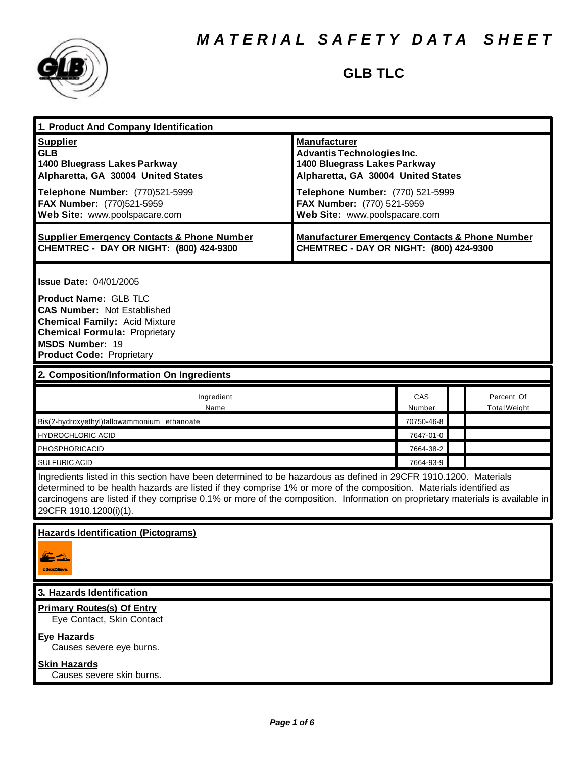# MATERIAL SAFETY DATA SHEET

## GLB TLC

### 1. Product And Company Identification

**Supplier**
**GLB**
**1400 Bluegrass Lakes Parkway**
**Alpharetta, GA 30004 United States**

**Telephone Number:** (770)521-5999
**FAX Number:** (770)521-5959
**Web Site:** www.poolspacare.com

**Manufacturer**
**Advantis Technologies Inc.**
**1400 Bluegrass Lakes Parkway**
**Alpharetta, GA 30004 United States**

**Telephone Number:** (770) 521-5999
**FAX Number:** (770) 521-5959
**Web Site:** www.poolspacare.com

**Supplier Emergency Contacts & Phone Number**
**CHEMTREC - DAY OR NIGHT: (800) 424-9300**

**Manufacturer Emergency Contacts & Phone Number**
**CHEMTREC - DAY OR NIGHT: (800) 424-9300**

**Issue Date:** 04/01/2005

**Product Name:** GLB TLC
**CAS Number:** Not Established
**Chemical Family:** Acid Mixture
**Chemical Formula:** Proprietary
**MSDS Number:** 19
**Product Code:** Proprietary

### 2. Composition/Information On Ingredients

| Ingredient Name | CAS Number | | Percent Of Total Weight |
|---|---|---|---|
| Bis(2-hydroxyethyl)tallowammonium ethanoate | 70750-46-8 | | |
| HYDROCHLORIC ACID | 7647-01-0 | | |
| PHOSPHORICACID | 7664-38-2 | | |
| SULFURIC ACID | 7664-93-9 | | |

Ingredients listed in this section have been determined to be hazardous as defined in 29CFR 1910.1200. Materials determined to be health hazards are listed if they comprise 1% or more of the composition. Materials identified as carcinogens are listed if they comprise 0.1% or more of the composition. Information on proprietary materials is available in 29CFR 1910.1200(i)(1).

**Hazards Identification (Pictograms)**

### 3. Hazards Identification

**Primary Routes(s) Of Entry**
Eye Contact, Skin Contact

**Eye Hazards**
Causes severe eye burns.

**Skin Hazards**
Causes severe skin burns.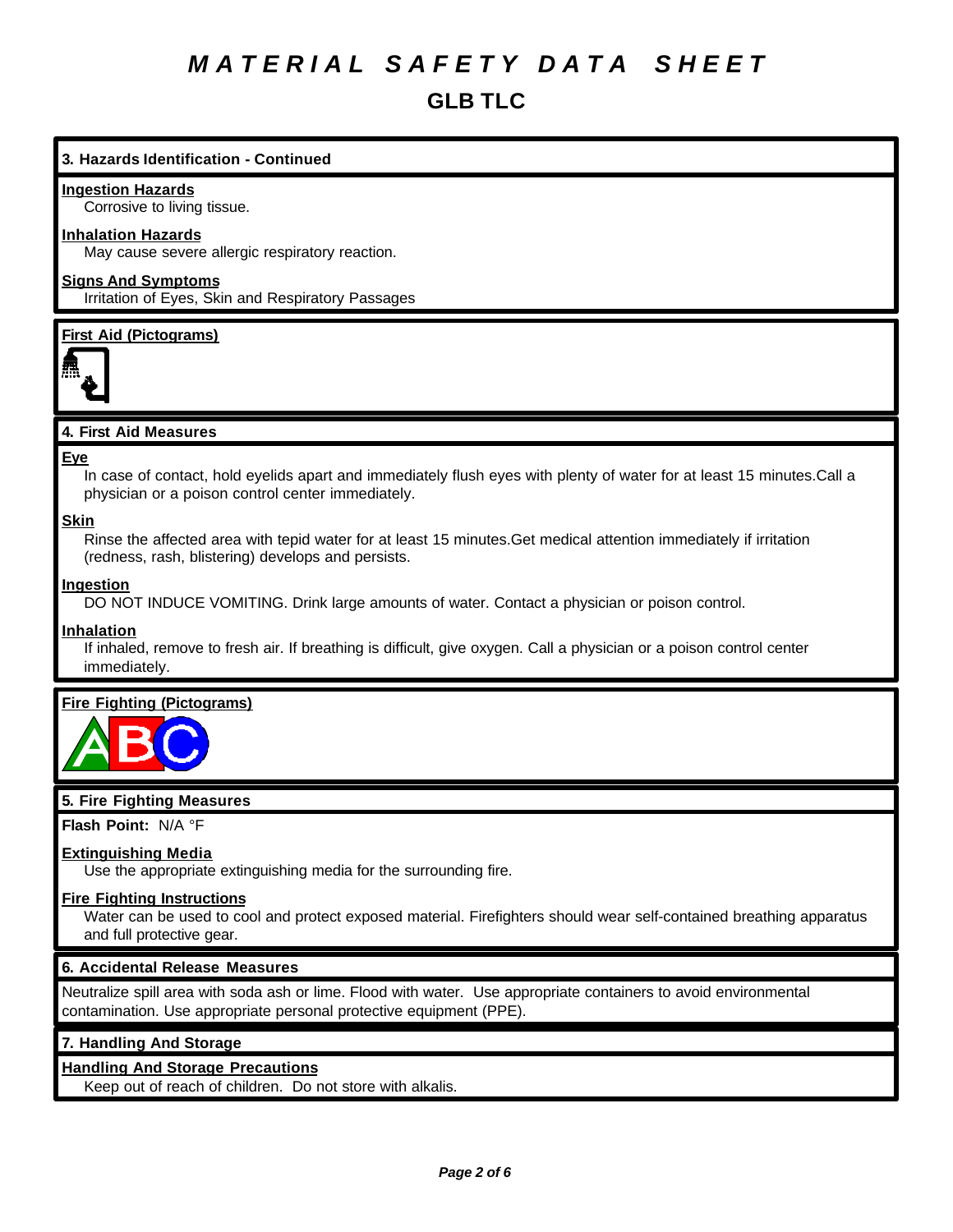# MATERIAL SAFETY DATA SHEET

## GLB TLC

### 3. Hazards Identification - Continued

**Ingestion Hazards**

Corrosive to living tissue.

**Inhalation Hazards**

May cause severe allergic respiratory reaction.

**Signs And Symptoms**

Irritation of Eyes, Skin and Respiratory Passages

**First Aid (Pictograms)**

### 4. First Aid Measures

**Eye**

In case of contact, hold eyelids apart and immediately flush eyes with plenty of water for at least 15 minutes.Call a physician or a poison control center immediately.

**Skin**

Rinse the affected area with tepid water for at least 15 minutes.Get medical attention immediately if irritation (redness, rash, blistering) develops and persists.

**Ingestion**

DO NOT INDUCE VOMITING. Drink large amounts of water. Contact a physician or poison control.

**Inhalation**

If inhaled, remove to fresh air. If breathing is difficult, give oxygen. Call a physician or a poison control center immediately.

**Fire Fighting (Pictograms)**

### 5. Fire Fighting Measures

**Flash Point:** N/A °F

**Extinguishing Media**

Use the appropriate extinguishing media for the surrounding fire.

**Fire Fighting Instructions**

Water can be used to cool and protect exposed material. Firefighters should wear self-contained breathing apparatus and full protective gear.

### 6. Accidental Release Measures

Neutralize spill area with soda ash or lime. Flood with water. Use appropriate containers to avoid environmental contamination. Use appropriate personal protective equipment (PPE).

### 7. Handling And Storage

**Handling And Storage Precautions**

Keep out of reach of children. Do not store with alkalis.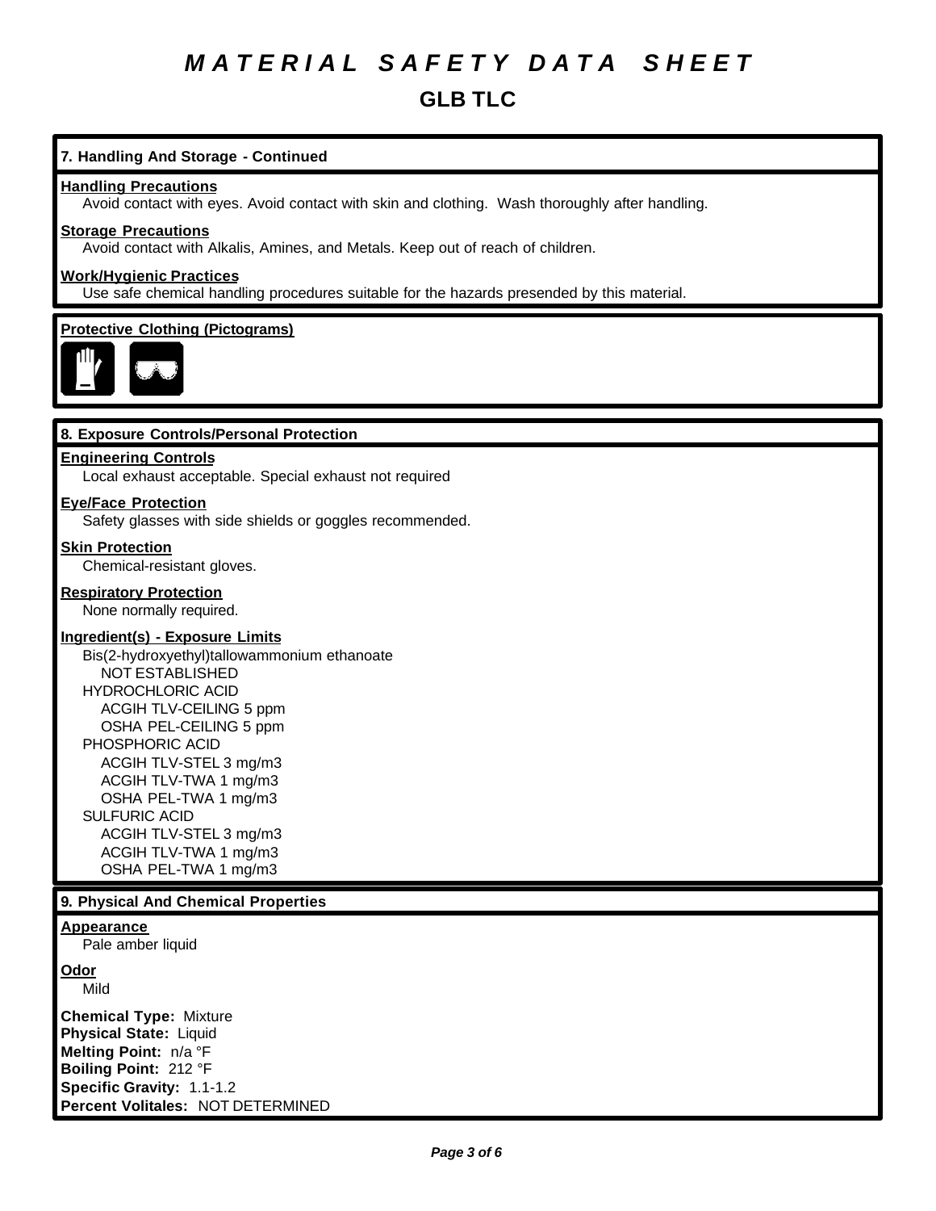# MATERIAL SAFETY DATA SHEET

## GLB TLC

### 7. Handling And Storage - Continued

**Handling Precautions**
Avoid contact with eyes. Avoid contact with skin and clothing. Wash thoroughly after handling.

**Storage Precautions**
Avoid contact with Alkalis, Amines, and Metals. Keep out of reach of children.

**Work/Hygienic Practices**
Use safe chemical handling procedures suitable for the hazards presended by this material.

**Protective Clothing (Pictograms)**

### 8. Exposure Controls/Personal Protection

**Engineering Controls**
Local exhaust acceptable. Special exhaust not required

**Eye/Face Protection**
Safety glasses with side shields or goggles recommended.

**Skin Protection**
Chemical-resistant gloves.

**Respiratory Protection**
None normally required.

**Ingredient(s) - Exposure Limits**

Bis(2-hydroxyethyl)tallowammonium ethanoate
- NOT ESTABLISHED

HYDROCHLORIC ACID
- ACGIH TLV-CEILING 5 ppm
- OSHA PEL-CEILING 5 ppm

PHOSPHORIC ACID
- ACGIH TLV-STEL 3 mg/m3
- ACGIH TLV-TWA 1 mg/m3
- OSHA PEL-TWA 1 mg/m3

SULFURIC ACID
- ACGIH TLV-STEL 3 mg/m3
- ACGIH TLV-TWA 1 mg/m3
- OSHA PEL-TWA 1 mg/m3

### 9. Physical And Chemical Properties

**Appearance**
Pale amber liquid

**Odor**
Mild

**Chemical Type:** Mixture
**Physical State:** Liquid
**Melting Point:** n/a °F
**Boiling Point:** 212 °F
**Specific Gravity:** 1.1-1.2
**Percent Volitales:** NOT DETERMINED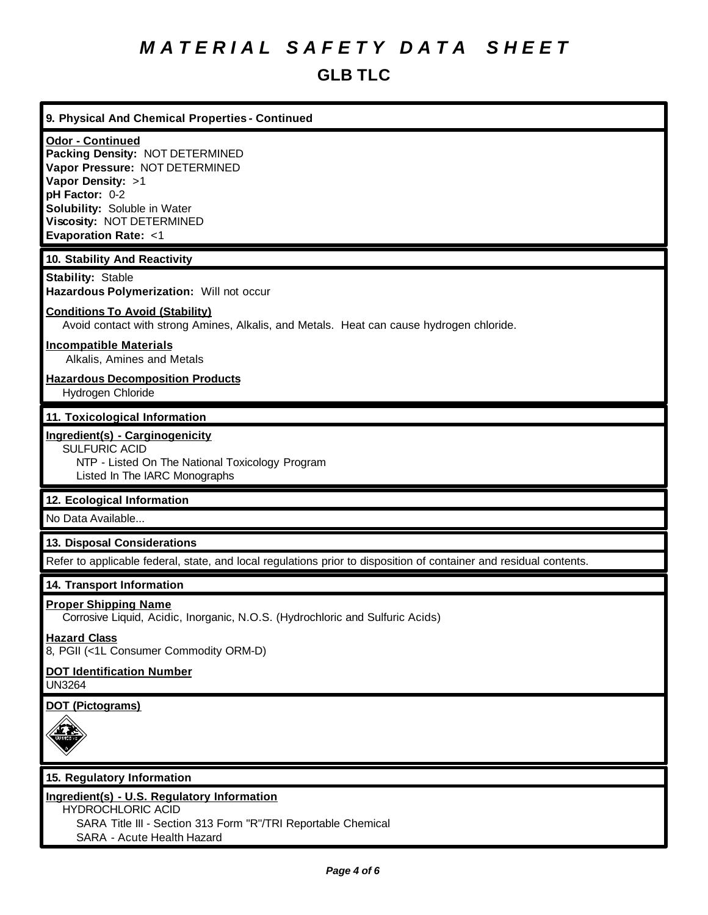# MATERIAL SAFETY DATA SHEET

## GLB TLC

### 9. Physical And Chemical Properties - Continued

**Odor - Continued**

**Packing Density:** NOT DETERMINED
**Vapor Pressure:** NOT DETERMINED
**Vapor Density:** >1
**pH Factor:** 0-2
**Solubility:** Soluble in Water
**Viscosity:** NOT DETERMINED
**Evaporation Rate:** <1

### 10. Stability And Reactivity

**Stability:** Stable
**Hazardous Polymerization:** Will not occur

**Conditions To Avoid (Stability)**

Avoid contact with strong Amines, Alkalis, and Metals. Heat can cause hydrogen chloride.

**Incompatible Materials**

Alkalis, Amines and Metals

**Hazardous Decomposition Products**

Hydrogen Chloride

### 11. Toxicological Information

**Ingredient(s) - Carginogenicity**

SULFURIC ACID
NTP - Listed On The National Toxicology Program
Listed In The IARC Monographs

### 12. Ecological Information

No Data Available...

### 13. Disposal Considerations

Refer to applicable federal, state, and local regulations prior to disposition of container and residual contents.

### 14. Transport Information

**Proper Shipping Name**

Corrosive Liquid, Acidic, Inorganic, N.O.S. (Hydrochloric and Sulfuric Acids)

**Hazard Class**

8, PGII (<1L Consumer Commodity ORM-D)

**DOT Identification Number**

UN3264

**DOT (Pictograms)**

### 15. Regulatory Information

**Ingredient(s) - U.S. Regulatory Information**

HYDROCHLORIC ACID
SARA Title III - Section 313 Form "R"/TRI Reportable Chemical
SARA - Acute Health Hazard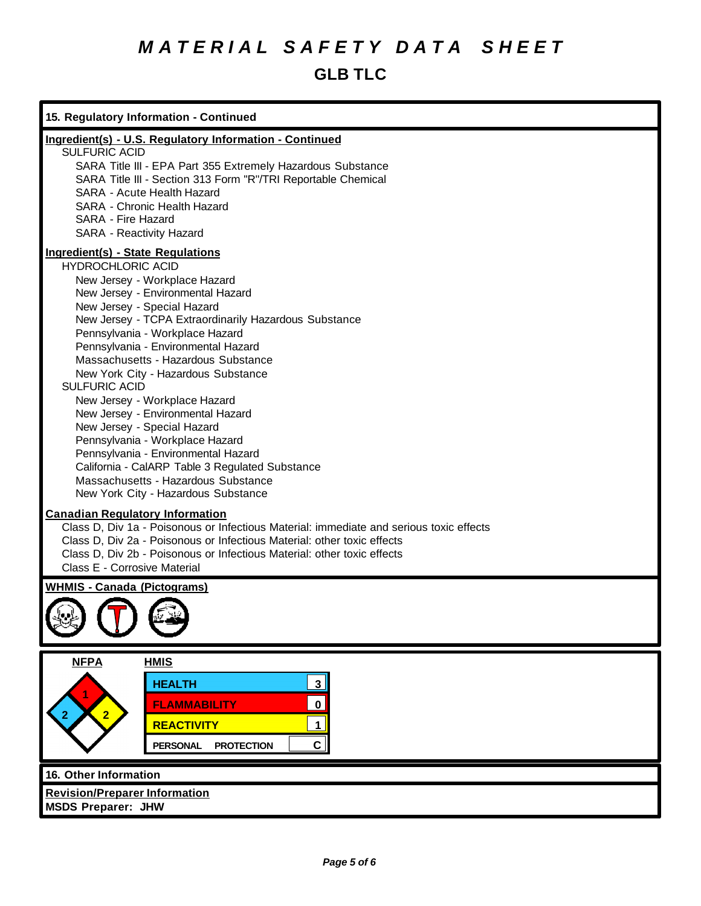# MATERIAL SAFETY DATA SHEET

## GLB TLC

### 15. Regulatory Information - Continued

**Ingredient(s) - U.S. Regulatory Information - Continued**

SULFURIC ACID

- SARA Title III - EPA Part 355 Extremely Hazardous Substance
- SARA Title III - Section 313 Form "R"/TRI Reportable Chemical
- SARA - Acute Health Hazard
- SARA - Chronic Health Hazard
- SARA - Fire Hazard
- SARA - Reactivity Hazard

**Ingredient(s) - State Regulations**

HYDROCHLORIC ACID

- New Jersey - Workplace Hazard
- New Jersey - Environmental Hazard
- New Jersey - Special Hazard
- New Jersey - TCPA Extraordinarily Hazardous Substance
- Pennsylvania - Workplace Hazard
- Pennsylvania - Environmental Hazard
- Massachusetts - Hazardous Substance
- New York City - Hazardous Substance

SULFURIC ACID

- New Jersey - Workplace Hazard
- New Jersey - Environmental Hazard
- New Jersey - Special Hazard
- Pennsylvania - Workplace Hazard
- Pennsylvania - Environmental Hazard
- California - CalARP Table 3 Regulated Substance
- Massachusetts - Hazardous Substance
- New York City - Hazardous Substance

**Canadian Regulatory Information**

- Class D, Div 1a - Poisonous or Infectious Material: immediate and serious toxic effects
- Class D, Div 2a - Poisonous or Infectious Material: other toxic effects
- Class D, Div 2b - Poisonous or Infectious Material: other toxic effects
- Class E - Corrosive Material

**WHMIS - Canada (Pictograms)**

**NFPA**

- Flammability: 1
- Health: 2
- Reactivity: 2

**HMIS**

| HMIS | |
|---|---|
| HEALTH | 3 |
| FLAMMABILITY | 0 |
| REACTIVITY | 1 |
| PERSONAL PROTECTION | C |

### 16. Other Information

**Revision/Preparer Information**

**MSDS Preparer: JHW**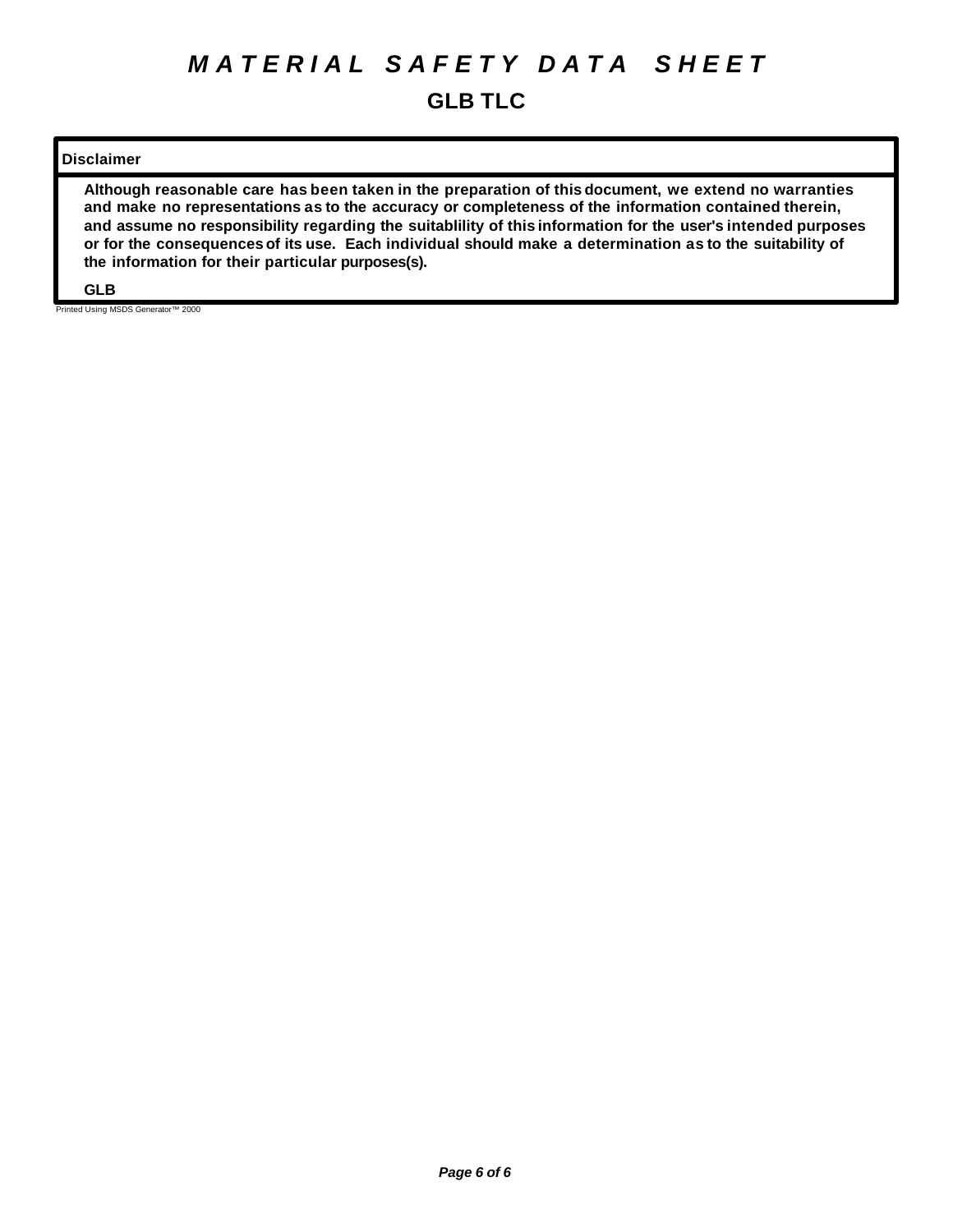## Disclaimer

**Although reasonable care has been taken in the preparation of this document, we extend no warranties and make no representations as to the accuracy or completeness of the information contained therein, and assume no responsibility regarding the suitablility of this information for the user's intended purposes or for the consequences of its use. Each individual should make a determination as to the suitability of the information for their particular purposes(s).**

**GLB**

Printed Using MSDS Generator™ 2000